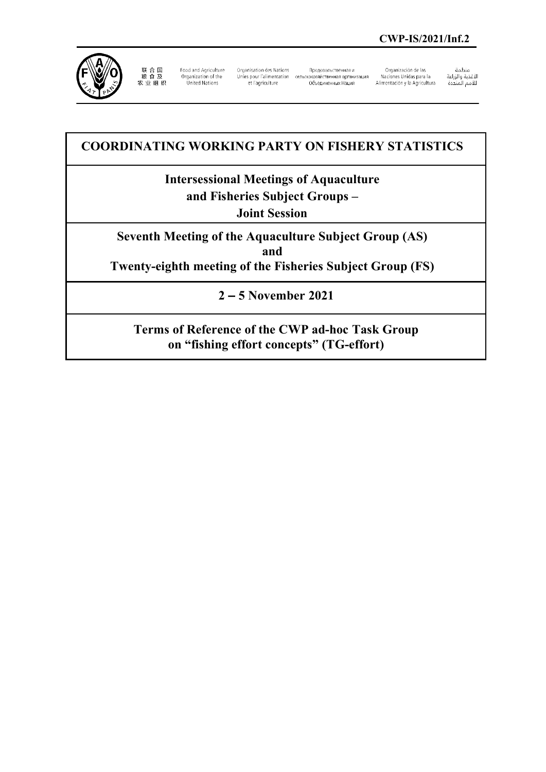CWP-IS/2021/Inf.2

联合国粮食及农业组织 | Food and Agriculture Organization of the United Nations | Organisation des Nations Unies pour l'alimentation et l'agriculture | Продовольственная и сельскохозяйственная организация Объединенных Наций | Organización de las Naciones Unidas para la Alimentación y la Agricultura | منظمة الأغذية والزراعة للأمم المتحدة

# COORDINATING WORKING PARTY ON FISHERY STATISTICS

## Intersessional Meetings of Aquaculture and Fisheries Subject Groups – Joint Session

## Seventh Meeting of the Aquaculture Subject Group (AS) and Twenty-eighth meeting of the Fisheries Subject Group (FS)

## 2 – 5 November 2021

## Terms of Reference of the CWP ad-hoc Task Group on "fishing effort concepts" (TG-effort)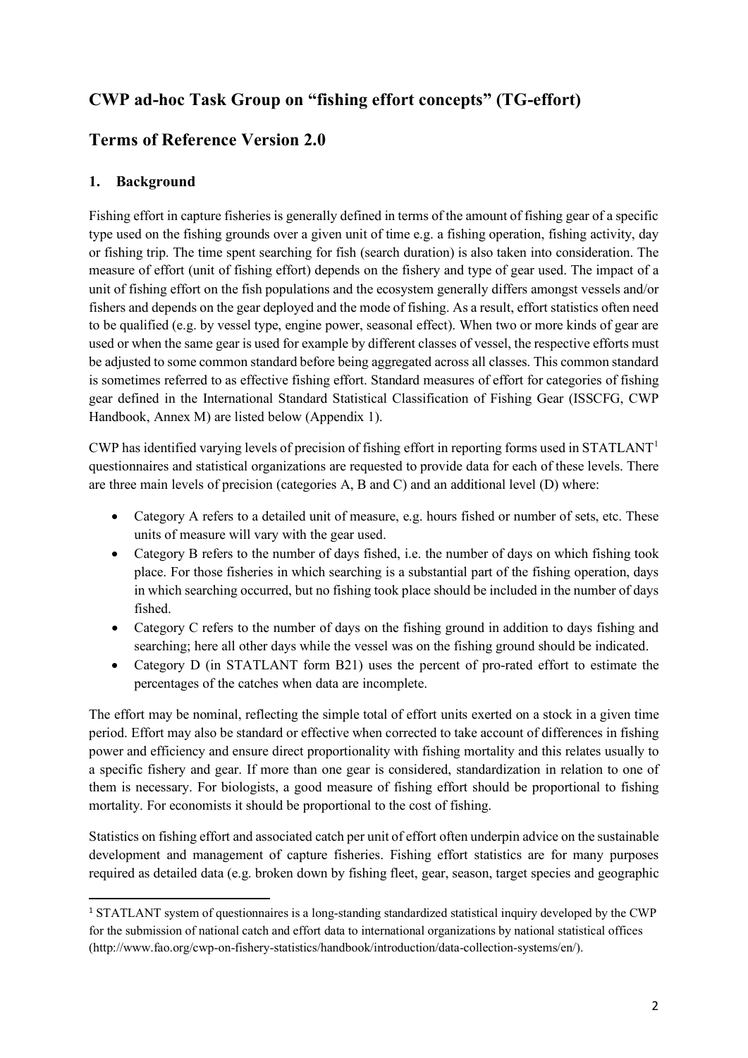# CWP ad-hoc Task Group on "fishing effort concepts" (TG-effort)

# Terms of Reference Version 2.0

## 1. Background

Fishing effort in capture fisheries is generally defined in terms of the amount of fishing gear of a specific type used on the fishing grounds over a given unit of time e.g. a fishing operation, fishing activity, day or fishing trip. The time spent searching for fish (search duration) is also taken into consideration. The measure of effort (unit of fishing effort) depends on the fishery and type of gear used. The impact of a unit of fishing effort on the fish populations and the ecosystem generally differs amongst vessels and/or fishers and depends on the gear deployed and the mode of fishing. As a result, effort statistics often need to be qualified (e.g. by vessel type, engine power, seasonal effect). When two or more kinds of gear are used or when the same gear is used for example by different classes of vessel, the respective efforts must be adjusted to some common standard before being aggregated across all classes. This common standard is sometimes referred to as effective fishing effort. Standard measures of effort for categories of fishing gear defined in the International Standard Statistical Classification of Fishing Gear (ISSCFG, CWP Handbook, Annex M) are listed below (Appendix 1).

CWP has identified varying levels of precision of fishing effort in reporting forms used in STATLANT[1] questionnaires and statistical organizations are requested to provide data for each of these levels. There are three main levels of precision (categories A, B and C) and an additional level (D) where:

- Category A refers to a detailed unit of measure, e.g. hours fished or number of sets, etc. These units of measure will vary with the gear used.
- Category B refers to the number of days fished, i.e. the number of days on which fishing took place. For those fisheries in which searching is a substantial part of the fishing operation, days in which searching occurred, but no fishing took place should be included in the number of days fished.
- Category C refers to the number of days on the fishing ground in addition to days fishing and searching; here all other days while the vessel was on the fishing ground should be indicated.
- Category D (in STATLANT form B21) uses the percent of pro-rated effort to estimate the percentages of the catches when data are incomplete.

The effort may be nominal, reflecting the simple total of effort units exerted on a stock in a given time period. Effort may also be standard or effective when corrected to take account of differences in fishing power and efficiency and ensure direct proportionality with fishing mortality and this relates usually to a specific fishery and gear. If more than one gear is considered, standardization in relation to one of them is necessary. For biologists, a good measure of fishing effort should be proportional to fishing mortality. For economists it should be proportional to the cost of fishing.

Statistics on fishing effort and associated catch per unit of effort often underpin advice on the sustainable development and management of capture fisheries. Fishing effort statistics are for many purposes required as detailed data (e.g. broken down by fishing fleet, gear, season, target species and geographic

---

[1] STATLANT system of questionnaires is a long-standing standardized statistical inquiry developed by the CWP for the submission of national catch and effort data to international organizations by national statistical offices (http://www.fao.org/cwp-on-fishery-statistics/handbook/introduction/data-collection-systems/en/).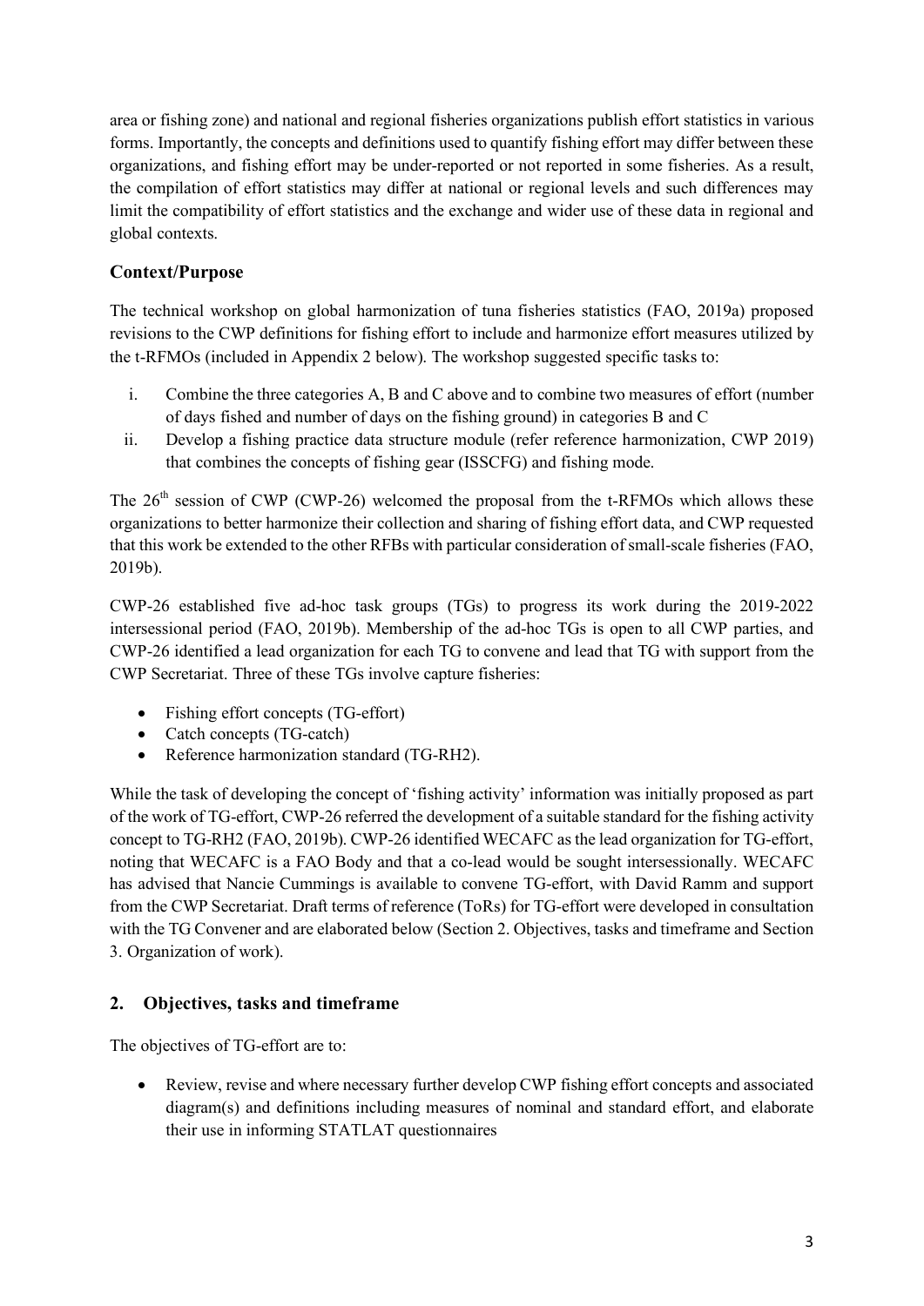area or fishing zone) and national and regional fisheries organizations publish effort statistics in various forms. Importantly, the concepts and definitions used to quantify fishing effort may differ between these organizations, and fishing effort may be under-reported or not reported in some fisheries. As a result, the compilation of effort statistics may differ at national or regional levels and such differences may limit the compatibility of effort statistics and the exchange and wider use of these data in regional and global contexts.

### Context/Purpose

The technical workshop on global harmonization of tuna fisheries statistics (FAO, 2019a) proposed revisions to the CWP definitions for fishing effort to include and harmonize effort measures utilized by the t-RFMOs (included in Appendix 2 below). The workshop suggested specific tasks to:

i. Combine the three categories A, B and C above and to combine two measures of effort (number of days fished and number of days on the fishing ground) in categories B and C
ii. Develop a fishing practice data structure module (refer reference harmonization, CWP 2019) that combines the concepts of fishing gear (ISSCFG) and fishing mode.

The 26th session of CWP (CWP-26) welcomed the proposal from the t-RFMOs which allows these organizations to better harmonize their collection and sharing of fishing effort data, and CWP requested that this work be extended to the other RFBs with particular consideration of small-scale fisheries (FAO, 2019b).

CWP-26 established five ad-hoc task groups (TGs) to progress its work during the 2019-2022 intersessional period (FAO, 2019b). Membership of the ad-hoc TGs is open to all CWP parties, and CWP-26 identified a lead organization for each TG to convene and lead that TG with support from the CWP Secretariat. Three of these TGs involve capture fisheries:

- Fishing effort concepts (TG-effort)
- Catch concepts (TG-catch)
- Reference harmonization standard (TG-RH2).

While the task of developing the concept of 'fishing activity' information was initially proposed as part of the work of TG-effort, CWP-26 referred the development of a suitable standard for the fishing activity concept to TG-RH2 (FAO, 2019b). CWP-26 identified WECAFC as the lead organization for TG-effort, noting that WECAFC is a FAO Body and that a co-lead would be sought intersessionally. WECAFC has advised that Nancie Cummings is available to convene TG-effort, with David Ramm and support from the CWP Secretariat. Draft terms of reference (ToRs) for TG-effort were developed in consultation with the TG Convener and are elaborated below (Section 2. Objectives, tasks and timeframe and Section 3. Organization of work).

## 2. Objectives, tasks and timeframe

The objectives of TG-effort are to:

- Review, revise and where necessary further develop CWP fishing effort concepts and associated diagram(s) and definitions including measures of nominal and standard effort, and elaborate their use in informing STATLAT questionnaires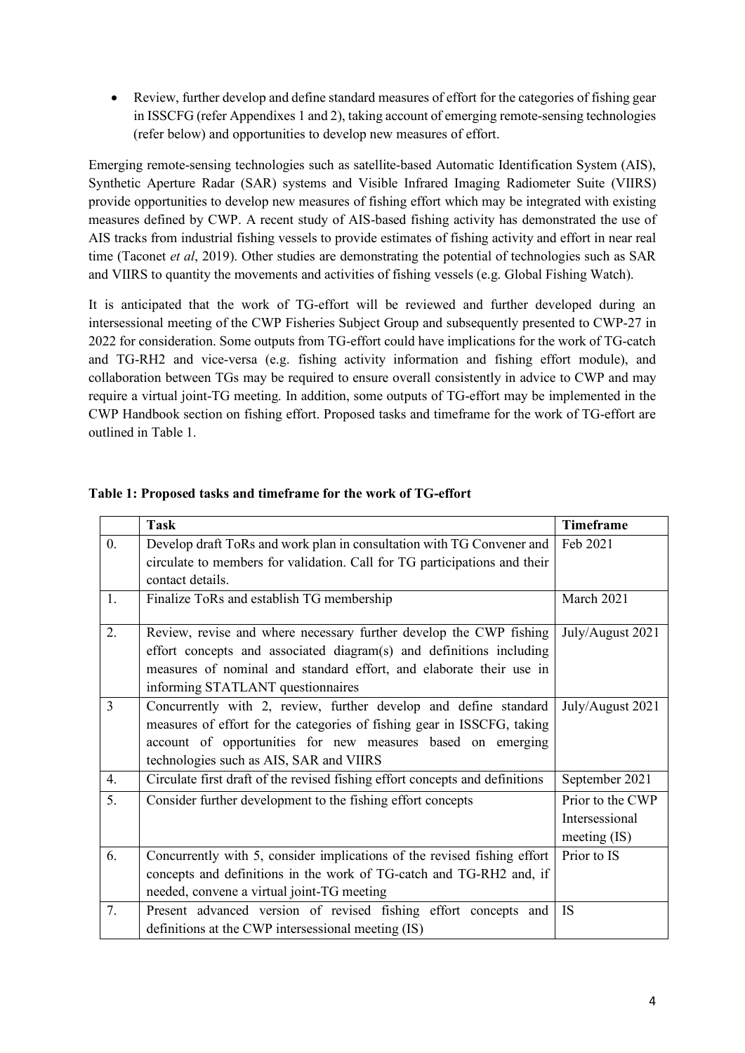- Review, further develop and define standard measures of effort for the categories of fishing gear in ISSCFG (refer Appendixes 1 and 2), taking account of emerging remote-sensing technologies (refer below) and opportunities to develop new measures of effort.

Emerging remote-sensing technologies such as satellite-based Automatic Identification System (AIS), Synthetic Aperture Radar (SAR) systems and Visible Infrared Imaging Radiometer Suite (VIIRS) provide opportunities to develop new measures of fishing effort which may be integrated with existing measures defined by CWP. A recent study of AIS-based fishing activity has demonstrated the use of AIS tracks from industrial fishing vessels to provide estimates of fishing activity and effort in near real time (Taconet *et al*, 2019). Other studies are demonstrating the potential of technologies such as SAR and VIIRS to quantity the movements and activities of fishing vessels (e.g. Global Fishing Watch).

It is anticipated that the work of TG-effort will be reviewed and further developed during an intersessional meeting of the CWP Fisheries Subject Group and subsequently presented to CWP-27 in 2022 for consideration. Some outputs from TG-effort could have implications for the work of TG-catch and TG-RH2 and vice-versa (e.g. fishing activity information and fishing effort module), and collaboration between TGs may be required to ensure overall consistently in advice to CWP and may require a virtual joint-TG meeting. In addition, some outputs of TG-effort may be implemented in the CWP Handbook section on fishing effort. Proposed tasks and timeframe for the work of TG-effort are outlined in Table 1.

**Table 1: Proposed tasks and timeframe for the work of TG-effort**

| | Task | Timeframe |
|---|---|---|
| 0. | Develop draft ToRs and work plan in consultation with TG Convener and circulate to members for validation. Call for TG participations and their contact details. | Feb 2021 |
| 1. | Finalize ToRs and establish TG membership | March 2021 |
| 2. | Review, revise and where necessary further develop the CWP fishing effort concepts and associated diagram(s) and definitions including measures of nominal and standard effort, and elaborate their use in informing STATLANT questionnaires | July/August 2021 |
| 3 | Concurrently with 2, review, further develop and define standard measures of effort for the categories of fishing gear in ISSCFG, taking account of opportunities for new measures based on emerging technologies such as AIS, SAR and VIIRS | July/August 2021 |
| 4. | Circulate first draft of the revised fishing effort concepts and definitions | September 2021 |
| 5. | Consider further development to the fishing effort concepts | Prior to the CWP Intersessional meeting (IS) |
| 6. | Concurrently with 5, consider implications of the revised fishing effort concepts and definitions in the work of TG-catch and TG-RH2 and, if needed, convene a virtual joint-TG meeting | Prior to IS |
| 7. | Present advanced version of revised fishing effort concepts and definitions at the CWP intersessional meeting (IS) | IS |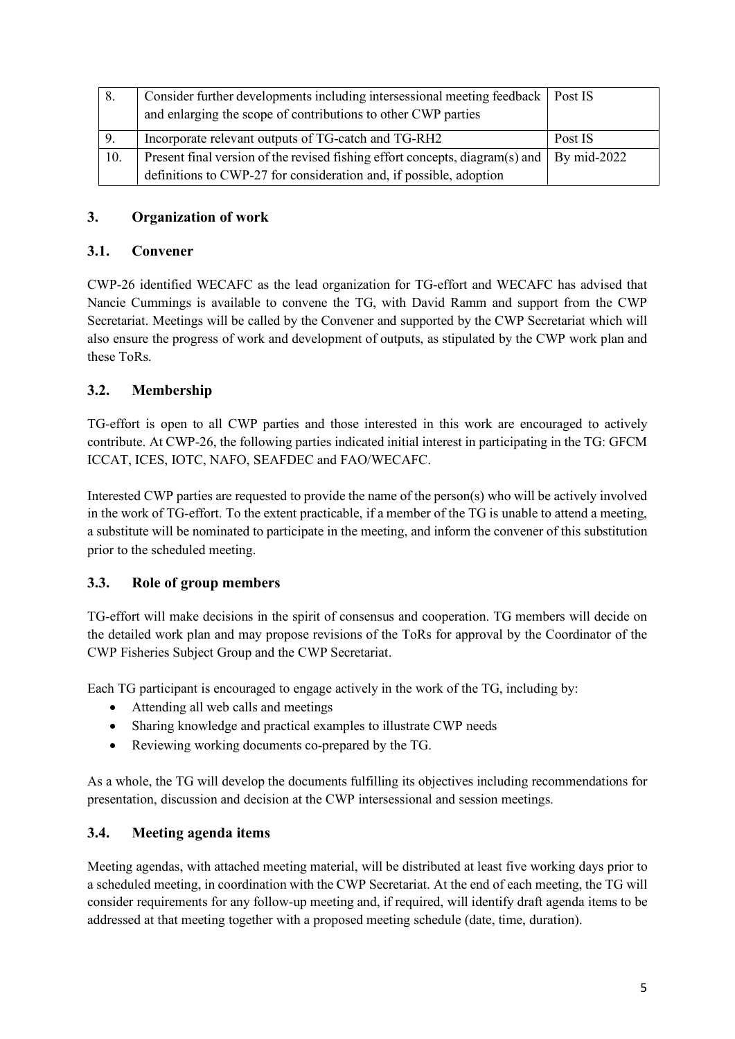| | | |
|---|---|---|
| 8. | Consider further developments including intersessional meeting feedback and enlarging the scope of contributions to other CWP parties | Post IS |
| 9. | Incorporate relevant outputs of TG-catch and TG-RH2 | Post IS |
| 10. | Present final version of the revised fishing effort concepts, diagram(s) and definitions to CWP-27 for consideration and, if possible, adoption | By mid-2022 |

## 3. Organization of work

### 3.1. Convener

CWP-26 identified WECAFC as the lead organization for TG-effort and WECAFC has advised that Nancie Cummings is available to convene the TG, with David Ramm and support from the CWP Secretariat. Meetings will be called by the Convener and supported by the CWP Secretariat which will also ensure the progress of work and development of outputs, as stipulated by the CWP work plan and these ToRs.

### 3.2. Membership

TG-effort is open to all CWP parties and those interested in this work are encouraged to actively contribute. At CWP-26, the following parties indicated initial interest in participating in the TG: GFCM ICCAT, ICES, IOTC, NAFO, SEAFDEC and FAO/WECAFC.

Interested CWP parties are requested to provide the name of the person(s) who will be actively involved in the work of TG-effort. To the extent practicable, if a member of the TG is unable to attend a meeting, a substitute will be nominated to participate in the meeting, and inform the convener of this substitution prior to the scheduled meeting.

### 3.3. Role of group members

TG-effort will make decisions in the spirit of consensus and cooperation. TG members will decide on the detailed work plan and may propose revisions of the ToRs for approval by the Coordinator of the CWP Fisheries Subject Group and the CWP Secretariat.

Each TG participant is encouraged to engage actively in the work of the TG, including by:

- Attending all web calls and meetings
- Sharing knowledge and practical examples to illustrate CWP needs
- Reviewing working documents co-prepared by the TG.

As a whole, the TG will develop the documents fulfilling its objectives including recommendations for presentation, discussion and decision at the CWP intersessional and session meetings.

### 3.4. Meeting agenda items

Meeting agendas, with attached meeting material, will be distributed at least five working days prior to a scheduled meeting, in coordination with the CWP Secretariat. At the end of each meeting, the TG will consider requirements for any follow-up meeting and, if required, will identify draft agenda items to be addressed at that meeting together with a proposed meeting schedule (date, time, duration).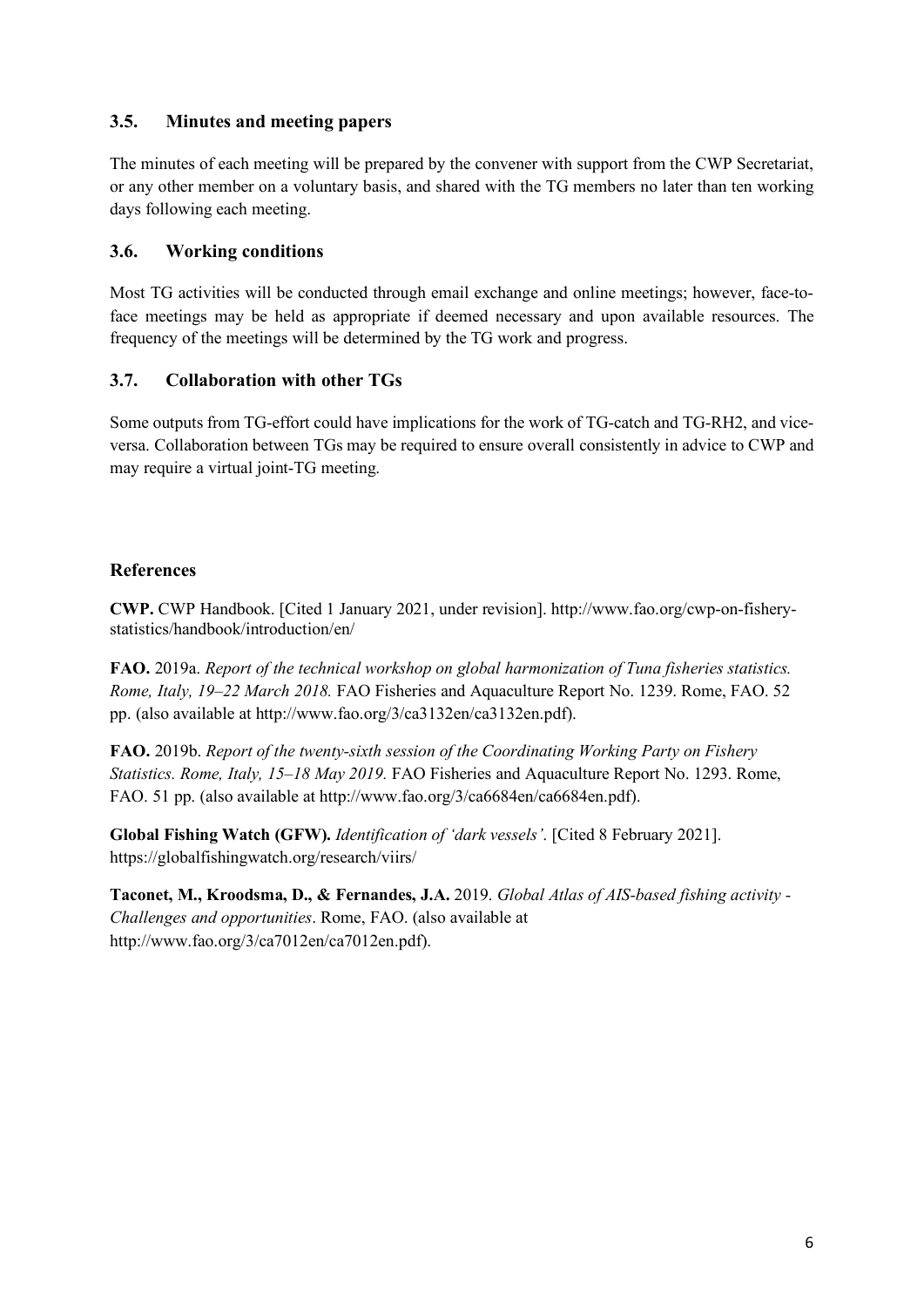### 3.5. Minutes and meeting papers

The minutes of each meeting will be prepared by the convener with support from the CWP Secretariat, or any other member on a voluntary basis, and shared with the TG members no later than ten working days following each meeting.

### 3.6. Working conditions

Most TG activities will be conducted through email exchange and online meetings; however, face-to-face meetings may be held as appropriate if deemed necessary and upon available resources. The frequency of the meetings will be determined by the TG work and progress.

### 3.7. Collaboration with other TGs

Some outputs from TG-effort could have implications for the work of TG-catch and TG-RH2, and vice-versa. Collaboration between TGs may be required to ensure overall consistently in advice to CWP and may require a virtual joint-TG meeting.

## References

**CWP.** CWP Handbook. [Cited 1 January 2021, under revision]. http://www.fao.org/cwp-on-fishery-statistics/handbook/introduction/en/

**FAO.** 2019a. *Report of the technical workshop on global harmonization of Tuna fisheries statistics. Rome, Italy, 19–22 March 2018.* FAO Fisheries and Aquaculture Report No. 1239. Rome, FAO. 52 pp. (also available at http://www.fao.org/3/ca3132en/ca3132en.pdf).

**FAO.** 2019b. *Report of the twenty-sixth session of the Coordinating Working Party on Fishery Statistics. Rome, Italy, 15–18 May 2019.* FAO Fisheries and Aquaculture Report No. 1293. Rome, FAO. 51 pp. (also available at http://www.fao.org/3/ca6684en/ca6684en.pdf).

**Global Fishing Watch (GFW).** *Identification of 'dark vessels'*. [Cited 8 February 2021]. https://globalfishingwatch.org/research/viirs/

**Taconet, M., Kroodsma, D., & Fernandes, J.A.** 2019. *Global Atlas of AIS-based fishing activity - Challenges and opportunities*. Rome, FAO. (also available at http://www.fao.org/3/ca7012en/ca7012en.pdf).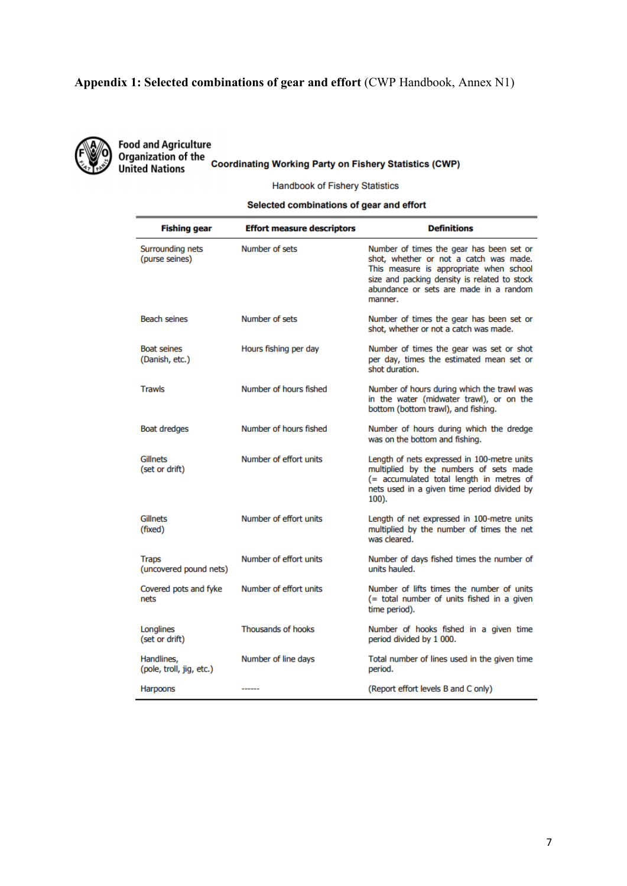**Appendix 1: Selected combinations of gear and effort** (CWP Handbook, Annex N1)

Food and Agriculture Organization of the United Nations

**Coordinating Working Party on Fishery Statistics (CWP)**

Handbook of Fishery Statistics

**Selected combinations of gear and effort**

| Fishing gear | Effort measure descriptors | Definitions |
|---|---|---|
| Surrounding nets (purse seines) | Number of sets | Number of times the gear has been set or shot, whether or not a catch was made. This measure is appropriate when school size and packing density is related to stock abundance or sets are made in a random manner. |
| Beach seines | Number of sets | Number of times the gear has been set or shot, whether or not a catch was made. |
| Boat seines (Danish, etc.) | Hours fishing per day | Number of times the gear was set or shot per day, times the estimated mean set or shot duration. |
| Trawls | Number of hours fished | Number of hours during which the trawl was in the water (midwater trawl), or on the bottom (bottom trawl), and fishing. |
| Boat dredges | Number of hours fished | Number of hours during which the dredge was on the bottom and fishing. |
| Gillnets (set or drift) | Number of effort units | Length of nets expressed in 100-metre units multiplied by the numbers of sets made (= accumulated total length in metres of nets used in a given time period divided by 100). |
| Gillnets (fixed) | Number of effort units | Length of net expressed in 100-metre units multiplied by the number of times the net was cleared. |
| Traps (uncovered pound nets) | Number of effort units | Number of days fished times the number of units hauled. |
| Covered pots and fyke nets | Number of effort units | Number of lifts times the number of units (= total number of units fished in a given time period). |
| Longlines (set or drift) | Thousands of hooks | Number of hooks fished in a given time period divided by 1 000. |
| Handlines, (pole, troll, jig, etc.) | Number of line days | Total number of lines used in the given time period. |
| Harpoons | ------ | (Report effort levels B and C only) |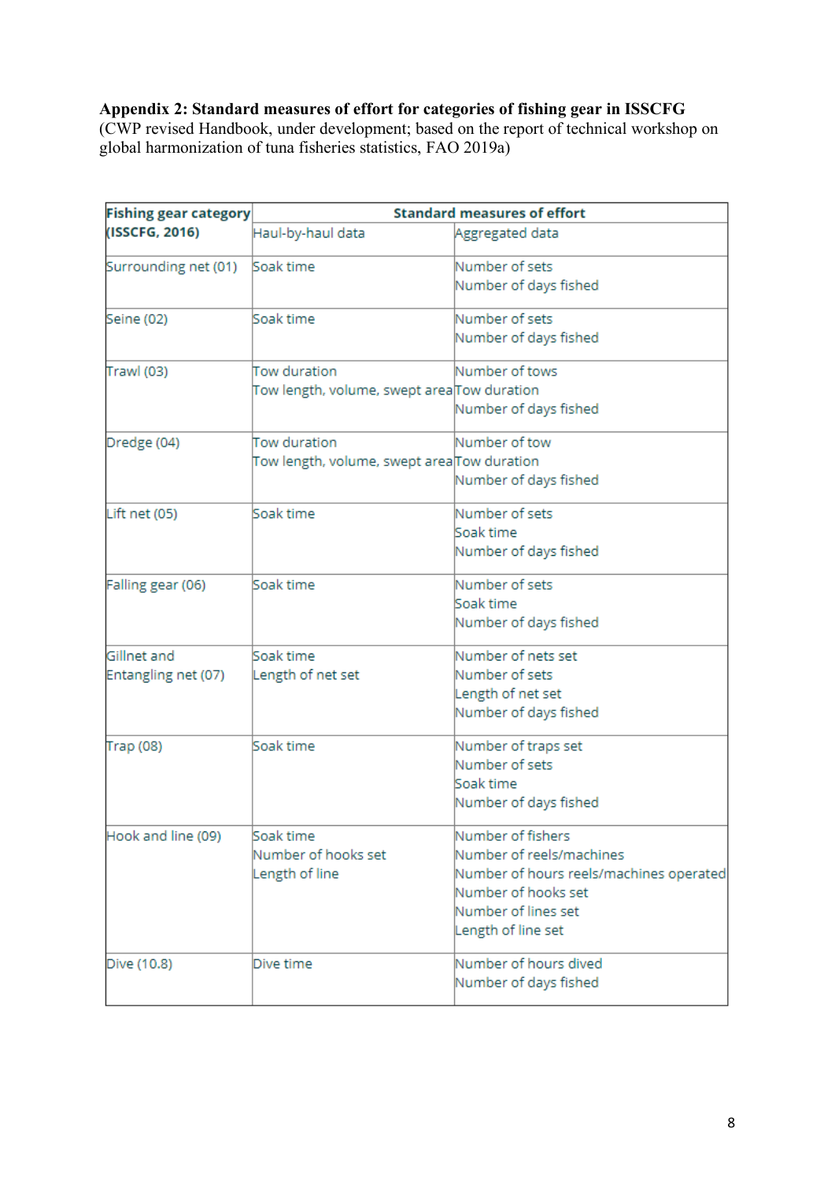**Appendix 2: Standard measures of effort for categories of fishing gear in ISSCFG**
(CWP revised Handbook, under development; based on the report of technical workshop on global harmonization of tuna fisheries statistics, FAO 2019a)

| Fishing gear category (ISSCFG, 2016) | Standard measures of effort | |
|---|---|---|
| | Haul-by-haul data | Aggregated data |
| Surrounding net (01) | Soak time | Number of sets<br>Number of days fished |
| Seine (02) | Soak time | Number of sets<br>Number of days fished |
| Trawl (03) | Tow duration<br>Tow length, volume, swept area | Number of tows<br>Tow duration<br>Number of days fished |
| Dredge (04) | Tow duration<br>Tow length, volume, swept area | Number of tow<br>Tow duration<br>Number of days fished |
| Lift net (05) | Soak time | Number of sets<br>Soak time<br>Number of days fished |
| Falling gear (06) | Soak time | Number of sets<br>Soak time<br>Number of days fished |
| Gillnet and Entangling net (07) | Soak time<br>Length of net set | Number of nets set<br>Number of sets<br>Length of net set<br>Number of days fished |
| Trap (08) | Soak time | Number of traps set<br>Number of sets<br>Soak time<br>Number of days fished |
| Hook and line (09) | Soak time<br>Number of hooks set<br>Length of line | Number of fishers<br>Number of reels/machines<br>Number of hours reels/machines operated<br>Number of hooks set<br>Number of lines set<br>Length of line set |
| Dive (10.8) | Dive time | Number of hours dived<br>Number of days fished |